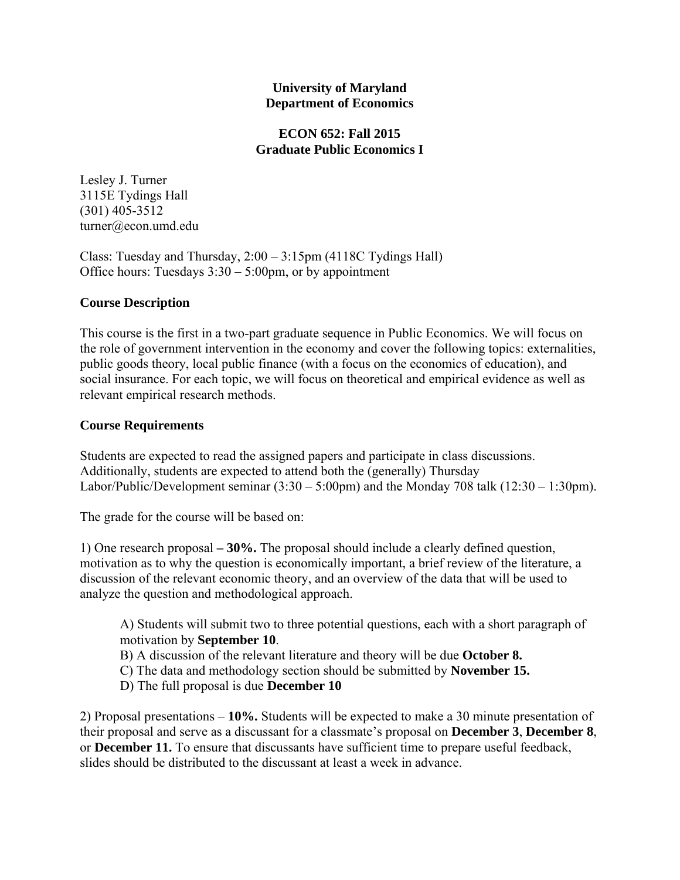**University of Maryland**
**Department of Economics**

**ECON 652: Fall 2015**
**Graduate Public Economics I**

Lesley J. Turner
3115E Tydings Hall
(301) 405-3512
turner@econ.umd.edu

Class: Tuesday and Thursday, 2:00 – 3:15pm (4118C Tydings Hall)
Office hours: Tuesdays 3:30 – 5:00pm, or by appointment

## Course Description

This course is the first in a two-part graduate sequence in Public Economics. We will focus on the role of government intervention in the economy and cover the following topics: externalities, public goods theory, local public finance (with a focus on the economics of education), and social insurance. For each topic, we will focus on theoretical and empirical evidence as well as relevant empirical research methods.

## Course Requirements

Students are expected to read the assigned papers and participate in class discussions. Additionally, students are expected to attend both the (generally) Thursday Labor/Public/Development seminar (3:30 – 5:00pm) and the Monday 708 talk (12:30 – 1:30pm).

The grade for the course will be based on:

1) One research proposal **– 30%.** The proposal should include a clearly defined question, motivation as to why the question is economically important, a brief review of the literature, a discussion of the relevant economic theory, and an overview of the data that will be used to analyze the question and methodological approach.

> A) Students will submit two to three potential questions, each with a short paragraph of motivation by **September 10**.
> B) A discussion of the relevant literature and theory will be due **October 8.**
> C) The data and methodology section should be submitted by **November 15.**
> D) The full proposal is due **December 10**

2) Proposal presentations – **10%.** Students will be expected to make a 30 minute presentation of their proposal and serve as a discussant for a classmate's proposal on **December 3**, **December 8**, or **December 11.** To ensure that discussants have sufficient time to prepare useful feedback, slides should be distributed to the discussant at least a week in advance.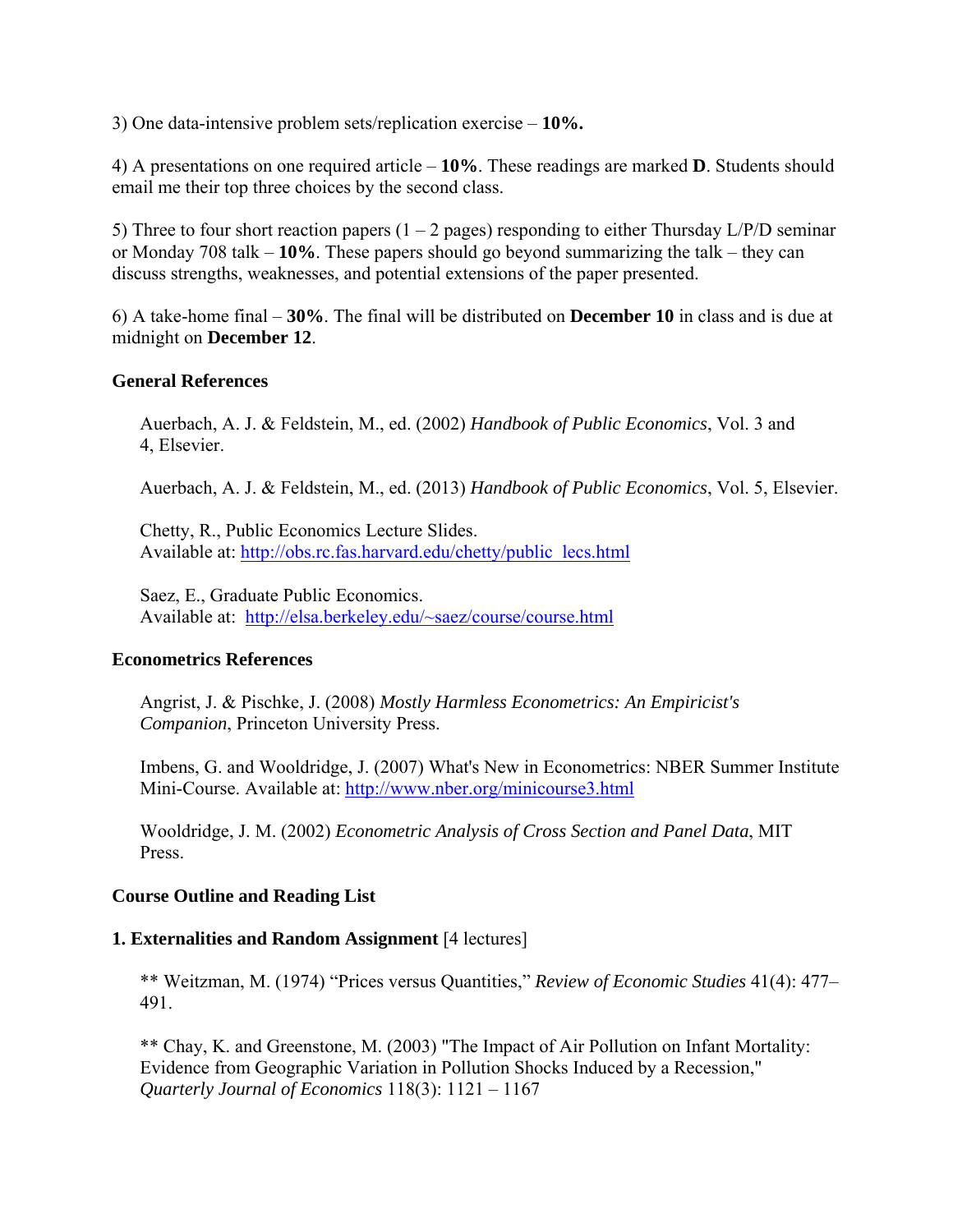3) One data-intensive problem sets/replication exercise – **10%.**

4) A presentations on one required article – **10%**. These readings are marked **D**. Students should email me their top three choices by the second class.

5) Three to four short reaction papers (1 – 2 pages) responding to either Thursday L/P/D seminar or Monday 708 talk – **10%**. These papers should go beyond summarizing the talk – they can discuss strengths, weaknesses, and potential extensions of the paper presented.

6) A take-home final – **30%**. The final will be distributed on **December 10** in class and is due at midnight on **December 12**.

**General References**

Auerbach, A. J. & Feldstein, M., ed. (2002) *Handbook of Public Economics*, Vol. 3 and 4, Elsevier.

Auerbach, A. J. & Feldstein, M., ed. (2013) *Handbook of Public Economics*, Vol. 5, Elsevier.

Chetty, R., Public Economics Lecture Slides.
Available at: http://obs.rc.fas.harvard.edu/chetty/public_lecs.html

Saez, E., Graduate Public Economics.
Available at: http://elsa.berkeley.edu/~saez/course/course.html

**Econometrics References**

Angrist, J. & Pischke, J. (2008) *Mostly Harmless Econometrics: An Empiricist's Companion*, Princeton University Press.

Imbens, G. and Wooldridge, J. (2007) What's New in Econometrics: NBER Summer Institute Mini-Course. Available at: http://www.nber.org/minicourse3.html

Wooldridge, J. M. (2002) *Econometric Analysis of Cross Section and Panel Data*, MIT Press.

**Course Outline and Reading List**

**1. Externalities and Random Assignment** [4 lectures]

** Weitzman, M. (1974) "Prices versus Quantities," *Review of Economic Studies* 41(4): 477–491.

** Chay, K. and Greenstone, M. (2003) "The Impact of Air Pollution on Infant Mortality: Evidence from Geographic Variation in Pollution Shocks Induced by a Recession," *Quarterly Journal of Economics* 118(3): 1121 – 1167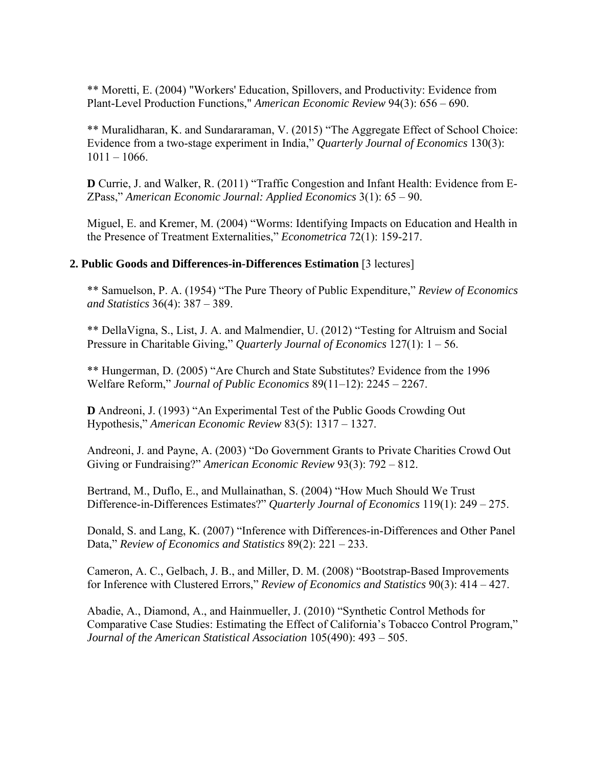** Moretti, E. (2004) "Workers' Education, Spillovers, and Productivity: Evidence from Plant-Level Production Functions," *American Economic Review* 94(3): 656 – 690.

** Muralidharan, K. and Sundararaman, V. (2015) "The Aggregate Effect of School Choice: Evidence from a two-stage experiment in India," *Quarterly Journal of Economics* 130(3): 1011 – 1066.

**D** Currie, J. and Walker, R. (2011) "Traffic Congestion and Infant Health: Evidence from E-ZPass," *American Economic Journal: Applied Economics* 3(1): 65 – 90.

Miguel, E. and Kremer, M. (2004) "Worms: Identifying Impacts on Education and Health in the Presence of Treatment Externalities," *Econometrica* 72(1): 159-217.

### 2. Public Goods and Differences-in-Differences Estimation [3 lectures]

** Samuelson, P. A. (1954) "The Pure Theory of Public Expenditure," *Review of Economics and Statistics* 36(4): 387 – 389.

** DellaVigna, S., List, J. A. and Malmendier, U. (2012) "Testing for Altruism and Social Pressure in Charitable Giving," *Quarterly Journal of Economics* 127(1): 1 – 56.

** Hungerman, D. (2005) "Are Church and State Substitutes? Evidence from the 1996 Welfare Reform," *Journal of Public Economics* 89(11–12): 2245 – 2267.

**D** Andreoni, J. (1993) "An Experimental Test of the Public Goods Crowding Out Hypothesis," *American Economic Review* 83(5): 1317 – 1327.

Andreoni, J. and Payne, A. (2003) "Do Government Grants to Private Charities Crowd Out Giving or Fundraising?" *American Economic Review* 93(3): 792 – 812.

Bertrand, M., Duflo, E., and Mullainathan, S. (2004) "How Much Should We Trust Difference-in-Differences Estimates?" *Quarterly Journal of Economics* 119(1): 249 – 275.

Donald, S. and Lang, K. (2007) "Inference with Differences-in-Differences and Other Panel Data," *Review of Economics and Statistics* 89(2): 221 – 233.

Cameron, A. C., Gelbach, J. B., and Miller, D. M. (2008) "Bootstrap-Based Improvements for Inference with Clustered Errors," *Review of Economics and Statistics* 90(3): 414 – 427.

Abadie, A., Diamond, A., and Hainmueller, J. (2010) "Synthetic Control Methods for Comparative Case Studies: Estimating the Effect of California's Tobacco Control Program," *Journal of the American Statistical Association* 105(490): 493 – 505.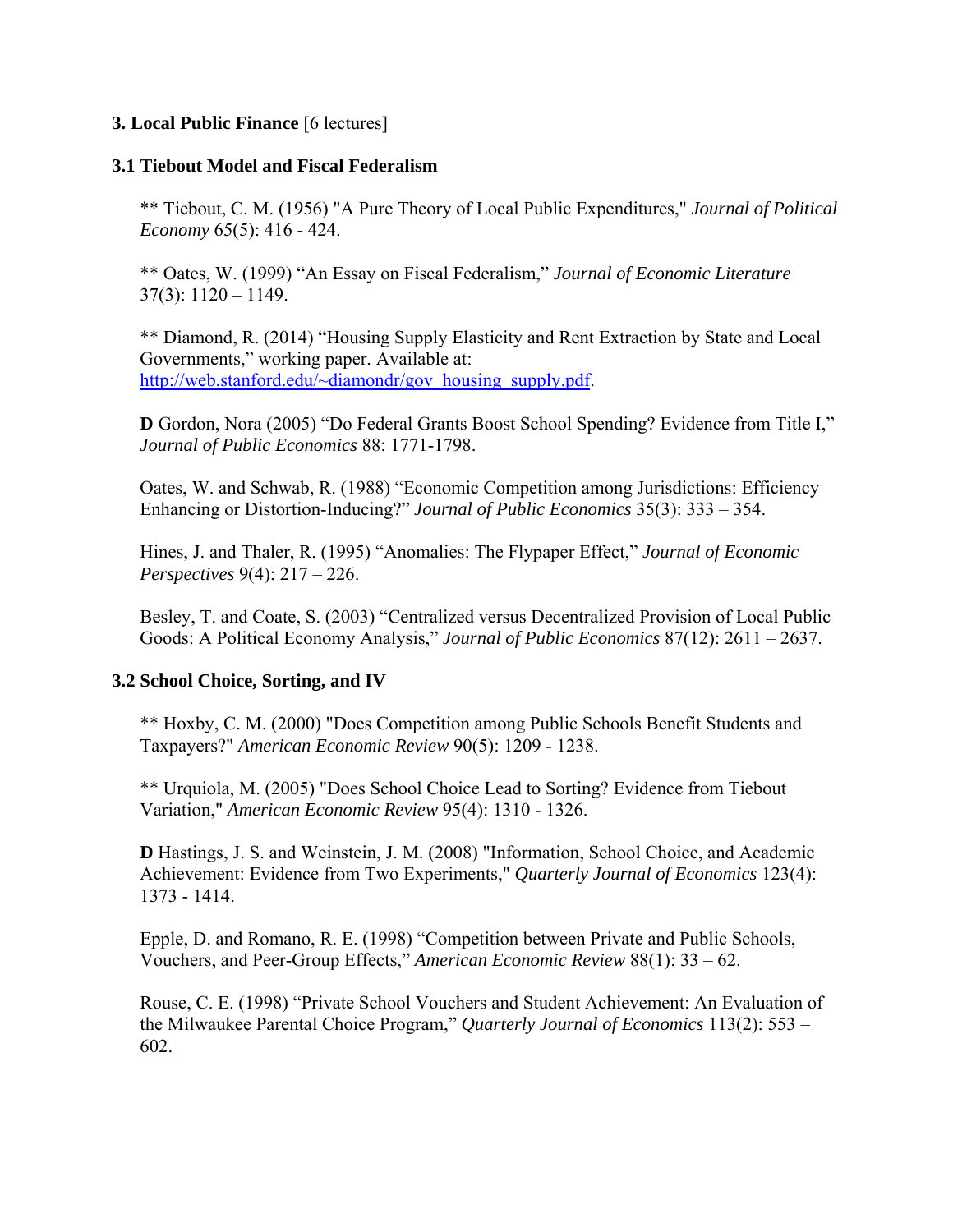### 3. Local Public Finance [6 lectures]

#### 3.1 Tiebout Model and Fiscal Federalism

** Tiebout, C. M. (1956) "A Pure Theory of Local Public Expenditures," *Journal of Political Economy* 65(5): 416 - 424.

** Oates, W. (1999) "An Essay on Fiscal Federalism," *Journal of Economic Literature* 37(3): 1120 – 1149.

** Diamond, R. (2014) "Housing Supply Elasticity and Rent Extraction by State and Local Governments," working paper. Available at: [http://web.stanford.edu/~diamondr/gov_housing_supply.pdf](http://web.stanford.edu/~diamondr/gov_housing_supply.pdf).

**D** Gordon, Nora (2005) "Do Federal Grants Boost School Spending? Evidence from Title I," *Journal of Public Economics* 88: 1771-1798.

Oates, W. and Schwab, R. (1988) "Economic Competition among Jurisdictions: Efficiency Enhancing or Distortion-Inducing?" *Journal of Public Economics* 35(3): 333 – 354.

Hines, J. and Thaler, R. (1995) "Anomalies: The Flypaper Effect," *Journal of Economic Perspectives* 9(4): 217 – 226.

Besley, T. and Coate, S. (2003) "Centralized versus Decentralized Provision of Local Public Goods: A Political Economy Analysis," *Journal of Public Economics* 87(12): 2611 – 2637.

#### 3.2 School Choice, Sorting, and IV

** Hoxby, C. M. (2000) "Does Competition among Public Schools Benefit Students and Taxpayers?" *American Economic Review* 90(5): 1209 - 1238.

** Urquiola, M. (2005) "Does School Choice Lead to Sorting? Evidence from Tiebout Variation," *American Economic Review* 95(4): 1310 - 1326.

**D** Hastings, J. S. and Weinstein, J. M. (2008) "Information, School Choice, and Academic Achievement: Evidence from Two Experiments," *Quarterly Journal of Economics* 123(4): 1373 - 1414.

Epple, D. and Romano, R. E. (1998) "Competition between Private and Public Schools, Vouchers, and Peer-Group Effects," *American Economic Review* 88(1): 33 – 62.

Rouse, C. E. (1998) "Private School Vouchers and Student Achievement: An Evaluation of the Milwaukee Parental Choice Program," *Quarterly Journal of Economics* 113(2): 553 – 602.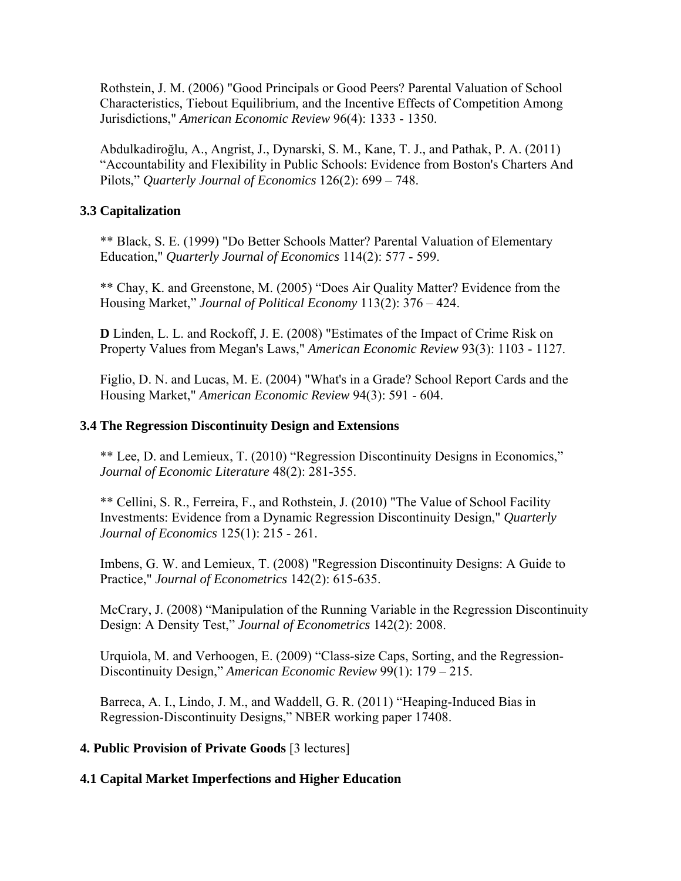Rothstein, J. M. (2006) "Good Principals or Good Peers? Parental Valuation of School Characteristics, Tiebout Equilibrium, and the Incentive Effects of Competition Among Jurisdictions," *American Economic Review* 96(4): 1333 - 1350.

Abdulkadiroğlu, A., Angrist, J., Dynarski, S. M., Kane, T. J., and Pathak, P. A. (2011) "Accountability and Flexibility in Public Schools: Evidence from Boston's Charters And Pilots," *Quarterly Journal of Economics* 126(2): 699 – 748.

**3.3 Capitalization**

** Black, S. E. (1999) "Do Better Schools Matter? Parental Valuation of Elementary Education," *Quarterly Journal of Economics* 114(2): 577 - 599.

** Chay, K. and Greenstone, M. (2005) "Does Air Quality Matter? Evidence from the Housing Market," *Journal of Political Economy* 113(2): 376 – 424.

**D** Linden, L. L. and Rockoff, J. E. (2008) "Estimates of the Impact of Crime Risk on Property Values from Megan's Laws," *American Economic Review* 93(3): 1103 - 1127.

Figlio, D. N. and Lucas, M. E. (2004) "What's in a Grade? School Report Cards and the Housing Market," *American Economic Review* 94(3): 591 - 604.

**3.4 The Regression Discontinuity Design and Extensions**

** Lee, D. and Lemieux, T. (2010) "Regression Discontinuity Designs in Economics," *Journal of Economic Literature* 48(2): 281-355.

** Cellini, S. R., Ferreira, F., and Rothstein, J. (2010) "The Value of School Facility Investments: Evidence from a Dynamic Regression Discontinuity Design," *Quarterly Journal of Economics* 125(1): 215 - 261.

Imbens, G. W. and Lemieux, T. (2008) "Regression Discontinuity Designs: A Guide to Practice," *Journal of Econometrics* 142(2): 615-635.

McCrary, J. (2008) "Manipulation of the Running Variable in the Regression Discontinuity Design: A Density Test," *Journal of Econometrics* 142(2): 2008.

Urquiola, M. and Verhoogen, E. (2009) "Class-size Caps, Sorting, and the Regression-Discontinuity Design," *American Economic Review* 99(1): 179 – 215.

Barreca, A. I., Lindo, J. M., and Waddell, G. R. (2011) "Heaping-Induced Bias in Regression-Discontinuity Designs," NBER working paper 17408.

**4. Public Provision of Private Goods** [3 lectures]

**4.1 Capital Market Imperfections and Higher Education**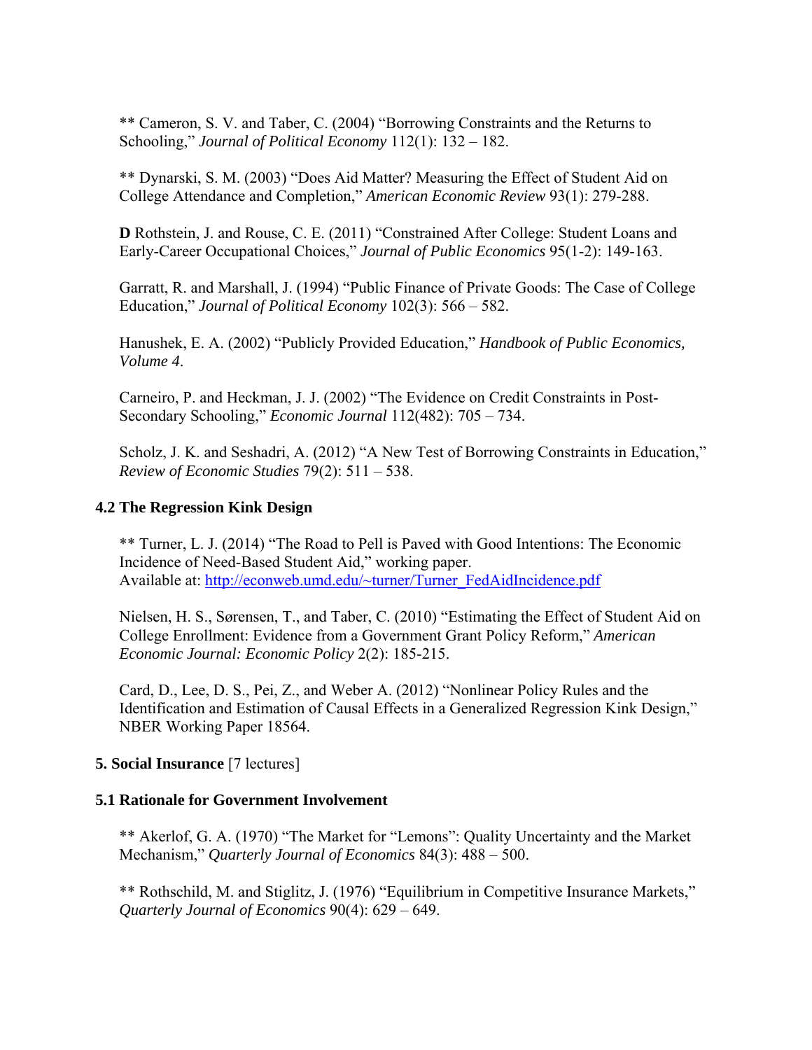** Cameron, S. V. and Taber, C. (2004) "Borrowing Constraints and the Returns to Schooling," *Journal of Political Economy* 112(1): 132 – 182.

** Dynarski, S. M. (2003) "Does Aid Matter? Measuring the Effect of Student Aid on College Attendance and Completion," *American Economic Review* 93(1): 279-288.

**D** Rothstein, J. and Rouse, C. E. (2011) "Constrained After College: Student Loans and Early-Career Occupational Choices," *Journal of Public Economics* 95(1-2): 149-163.

Garratt, R. and Marshall, J. (1994) "Public Finance of Private Goods: The Case of College Education," *Journal of Political Economy* 102(3): 566 – 582.

Hanushek, E. A. (2002) "Publicly Provided Education," *Handbook of Public Economics, Volume 4*.

Carneiro, P. and Heckman, J. J. (2002) "The Evidence on Credit Constraints in Post-Secondary Schooling," *Economic Journal* 112(482): 705 – 734.

Scholz, J. K. and Seshadri, A. (2012) "A New Test of Borrowing Constraints in Education," *Review of Economic Studies* 79(2): 511 – 538.

### 4.2 The Regression Kink Design

** Turner, L. J. (2014) "The Road to Pell is Paved with Good Intentions: The Economic Incidence of Need-Based Student Aid," working paper.
Available at: http://econweb.umd.edu/~turner/Turner_FedAidIncidence.pdf

Nielsen, H. S., Sørensen, T., and Taber, C. (2010) "Estimating the Effect of Student Aid on College Enrollment: Evidence from a Government Grant Policy Reform," *American Economic Journal: Economic Policy* 2(2): 185-215.

Card, D., Lee, D. S., Pei, Z., and Weber A. (2012) "Nonlinear Policy Rules and the Identification and Estimation of Causal Effects in a Generalized Regression Kink Design," NBER Working Paper 18564.

## 5. Social Insurance [7 lectures]

### 5.1 Rationale for Government Involvement

** Akerlof, G. A. (1970) "The Market for "Lemons": Quality Uncertainty and the Market Mechanism," *Quarterly Journal of Economics* 84(3): 488 – 500.

** Rothschild, M. and Stiglitz, J. (1976) "Equilibrium in Competitive Insurance Markets," *Quarterly Journal of Economics* 90(4): 629 – 649.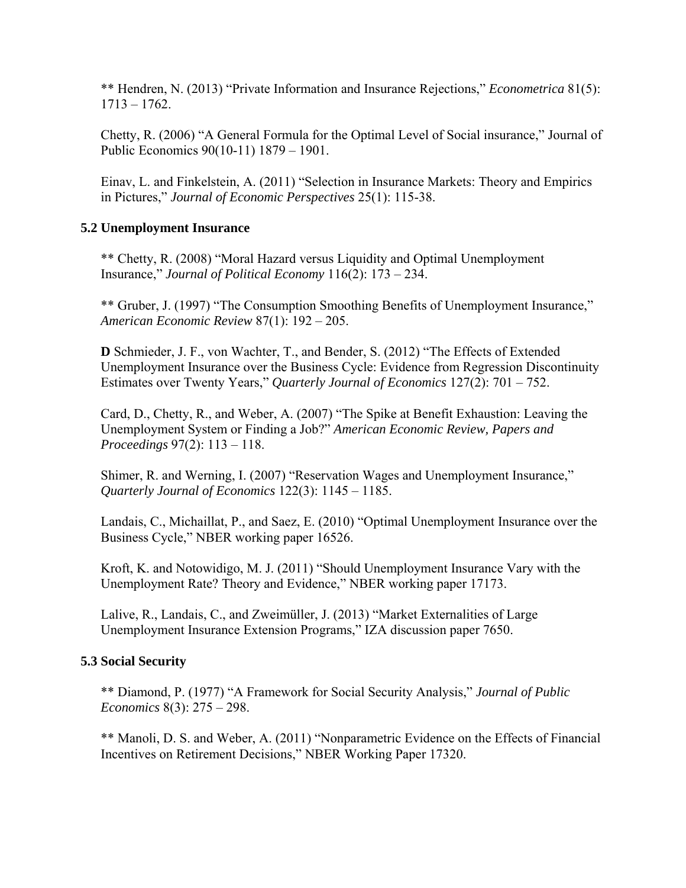** Hendren, N. (2013) “Private Information and Insurance Rejections,” *Econometrica* 81(5): 1713 – 1762.

Chetty, R. (2006) “A General Formula for the Optimal Level of Social insurance,” Journal of Public Economics 90(10-11) 1879 – 1901.

Einav, L. and Finkelstein, A. (2011) “Selection in Insurance Markets: Theory and Empirics in Pictures,” *Journal of Economic Perspectives* 25(1): 115-38.

### 5.2 Unemployment Insurance

** Chetty, R. (2008) “Moral Hazard versus Liquidity and Optimal Unemployment Insurance,” *Journal of Political Economy* 116(2): 173 – 234.

** Gruber, J. (1997) “The Consumption Smoothing Benefits of Unemployment Insurance,” *American Economic Review* 87(1): 192 – 205.

**D** Schmieder, J. F., von Wachter, T., and Bender, S. (2012) “The Effects of Extended Unemployment Insurance over the Business Cycle: Evidence from Regression Discontinuity Estimates over Twenty Years,” *Quarterly Journal of Economics* 127(2): 701 – 752.

Card, D., Chetty, R., and Weber, A. (2007) “The Spike at Benefit Exhaustion: Leaving the Unemployment System or Finding a Job?” *American Economic Review, Papers and Proceedings* 97(2): 113 – 118.

Shimer, R. and Werning, I. (2007) “Reservation Wages and Unemployment Insurance,” *Quarterly Journal of Economics* 122(3): 1145 – 1185.

Landais, C., Michaillat, P., and Saez, E. (2010) “Optimal Unemployment Insurance over the Business Cycle,” NBER working paper 16526.

Kroft, K. and Notowidigo, M. J. (2011) “Should Unemployment Insurance Vary with the Unemployment Rate? Theory and Evidence,” NBER working paper 17173.

Lalive, R., Landais, C., and Zweimüller, J. (2013) “Market Externalities of Large Unemployment Insurance Extension Programs,” IZA discussion paper 7650.

### 5.3 Social Security

** Diamond, P. (1977) “A Framework for Social Security Analysis,” *Journal of Public Economics* 8(3): 275 – 298.

** Manoli, D. S. and Weber, A. (2011) “Nonparametric Evidence on the Effects of Financial Incentives on Retirement Decisions,” NBER Working Paper 17320.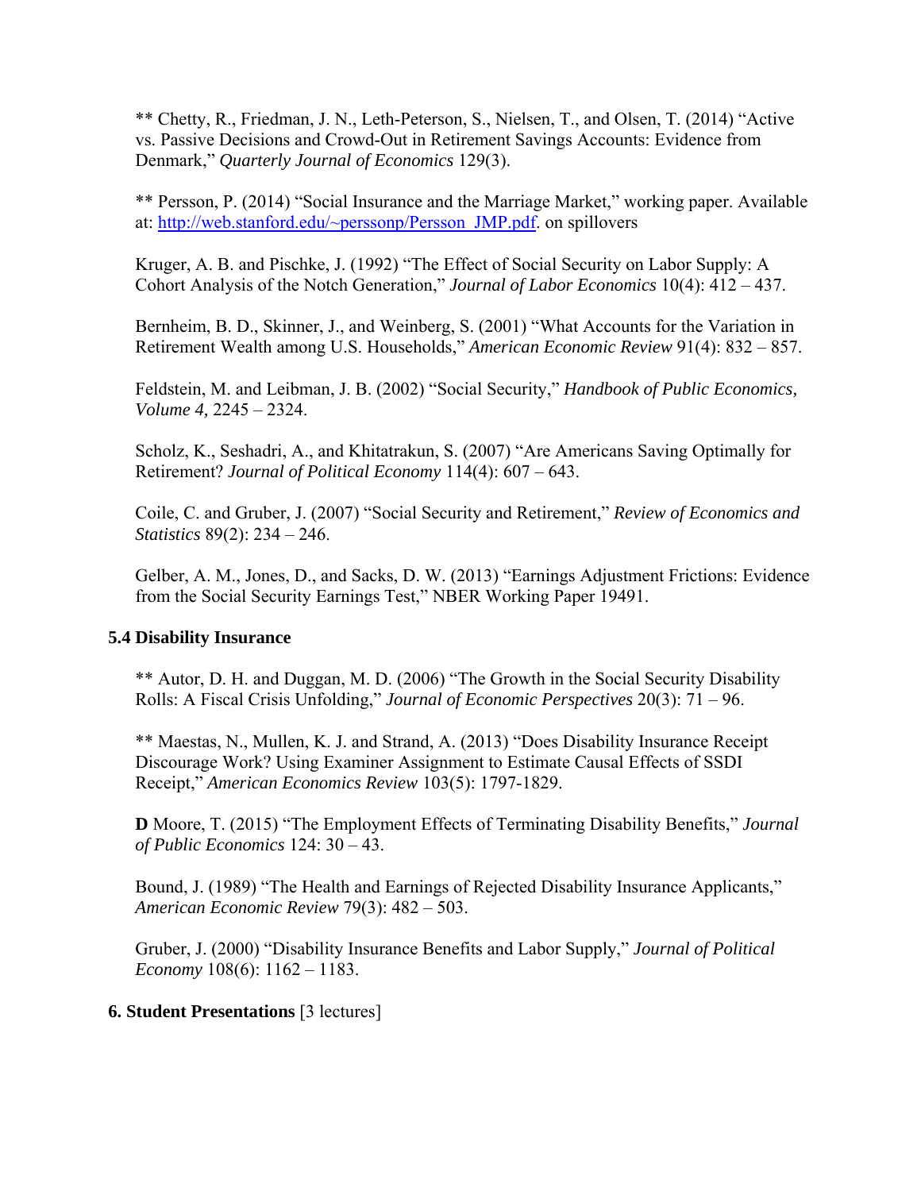** Chetty, R., Friedman, J. N., Leth-Peterson, S., Nielsen, T., and Olsen, T. (2014) "Active vs. Passive Decisions and Crowd-Out in Retirement Savings Accounts: Evidence from Denmark," *Quarterly Journal of Economics* 129(3).

** Persson, P. (2014) "Social Insurance and the Marriage Market," working paper. Available at: [http://web.stanford.edu/~perssonp/Persson_JMP.pdf](http://web.stanford.edu/~perssonp/Persson_JMP.pdf). on spillovers

Kruger, A. B. and Pischke, J. (1992) "The Effect of Social Security on Labor Supply: A Cohort Analysis of the Notch Generation," *Journal of Labor Economics* 10(4): 412 – 437.

Bernheim, B. D., Skinner, J., and Weinberg, S. (2001) "What Accounts for the Variation in Retirement Wealth among U.S. Households," *American Economic Review* 91(4): 832 – 857.

Feldstein, M. and Leibman, J. B. (2002) "Social Security," *Handbook of Public Economics, Volume 4,* 2245 – 2324.

Scholz, K., Seshadri, A., and Khitatrakun, S. (2007) "Are Americans Saving Optimally for Retirement? *Journal of Political Economy* 114(4): 607 – 643.

Coile, C. and Gruber, J. (2007) "Social Security and Retirement," *Review of Economics and Statistics* 89(2): 234 – 246.

Gelber, A. M., Jones, D., and Sacks, D. W. (2013) "Earnings Adjustment Frictions: Evidence from the Social Security Earnings Test," NBER Working Paper 19491.

### 5.4 Disability Insurance

** Autor, D. H. and Duggan, M. D. (2006) "The Growth in the Social Security Disability Rolls: A Fiscal Crisis Unfolding," *Journal of Economic Perspectives* 20(3): 71 – 96.

** Maestas, N., Mullen, K. J. and Strand, A. (2013) "Does Disability Insurance Receipt Discourage Work? Using Examiner Assignment to Estimate Causal Effects of SSDI Receipt," *American Economics Review* 103(5): 1797-1829.

**D** Moore, T. (2015) "The Employment Effects of Terminating Disability Benefits," *Journal of Public Economics* 124: 30 – 43.

Bound, J. (1989) "The Health and Earnings of Rejected Disability Insurance Applicants," *American Economic Review* 79(3): 482 – 503.

Gruber, J. (2000) "Disability Insurance Benefits and Labor Supply," *Journal of Political Economy* 108(6): 1162 – 1183.

## 6. Student Presentations [3 lectures]